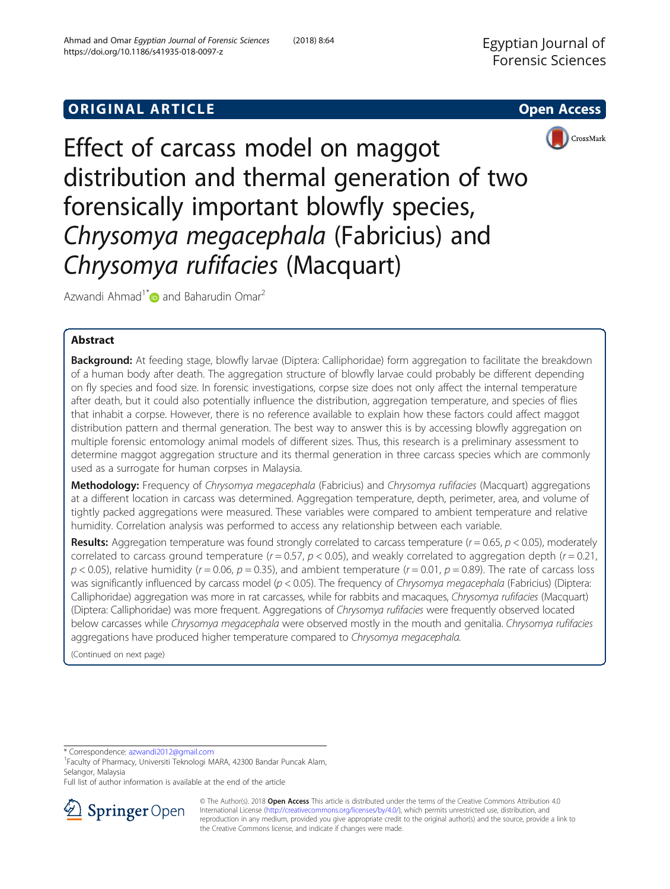ORIGINAL ARTICLE

Open Access

# Effect of carcass model on maggot distribution and thermal generation of two forensically important blowfly species, *Chrysomya megacephala* (Fabricius) and *Chrysomya rufifacies* (Macquart)

Azwandi Ahmad[1*] and Baharudin Omar[2]

## Abstract

**Background:** At feeding stage, blowfly larvae (Diptera: Calliphoridae) form aggregation to facilitate the breakdown of a human body after death. The aggregation structure of blowfly larvae could probably be different depending on fly species and food size. In forensic investigations, corpse size does not only affect the internal temperature after death, but it could also potentially influence the distribution, aggregation temperature, and species of flies that inhabit a corpse. However, there is no reference available to explain how these factors could affect maggot distribution pattern and thermal generation. The best way to answer this is by accessing blowfly aggregation on multiple forensic entomology animal models of different sizes. Thus, this research is a preliminary assessment to determine maggot aggregation structure and its thermal generation in three carcass species which are commonly used as a surrogate for human corpses in Malaysia.

**Methodology:** Frequency of *Chrysomya megacephala* (Fabricius) and *Chrysomya rufifacies* (Macquart) aggregations at a different location in carcass was determined. Aggregation temperature, depth, perimeter, area, and volume of tightly packed aggregations were measured. These variables were compared to ambient temperature and relative humidity. Correlation analysis was performed to access any relationship between each variable.

**Results:** Aggregation temperature was found strongly correlated to carcass temperature ($r = 0.65$, $p < 0.05$), moderately correlated to carcass ground temperature ($r = 0.57$, $p < 0.05$), and weakly correlated to aggregation depth ($r = 0.21$, $p < 0.05$), relative humidity ($r = 0.06$, $p = 0.35$), and ambient temperature ($r = 0.01$, $p = 0.89$). The rate of carcass loss was significantly influenced by carcass model ($p < 0.05$). The frequency of *Chrysomya megacephala* (Fabricius) (Diptera: Calliphoridae) aggregation was more in rat carcasses, while for rabbits and macaques, *Chrysomya rufifacies* (Macquart) (Diptera: Calliphoridae) was more frequent. Aggregations of *Chrysomya rufifacies* were frequently observed located below carcasses while *Chrysomya megacephala* were observed mostly in the mouth and genitalia. *Chrysomya rufifacies* aggregations have produced higher temperature compared to *Chrysomya megacephala*.

(Continued on next page)

---

\* Correspondence: azwandi2012@gmail.com

[1]Faculty of Pharmacy, Universiti Teknologi MARA, 42300 Bandar Puncak Alam, Selangor, Malaysia

Full list of author information is available at the end of the article

© The Author(s). 2018 **Open Access** This article is distributed under the terms of the Creative Commons Attribution 4.0 International License (http://creativecommons.org/licenses/by/4.0/), which permits unrestricted use, distribution, and reproduction in any medium, provided you give appropriate credit to the original author(s) and the source, provide a link to the Creative Commons license, and indicate if changes were made.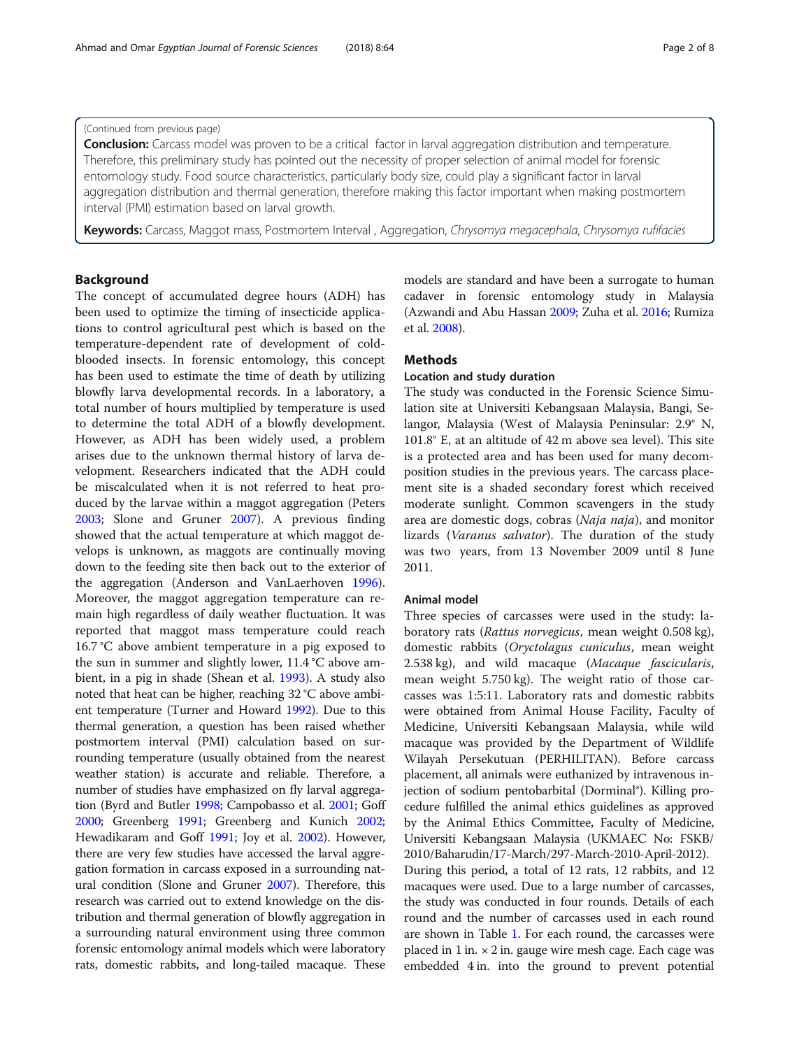(Continued from previous page)

**Conclusion:** Carcass model was proven to be a critical factor in larval aggregation distribution and temperature. Therefore, this preliminary study has pointed out the necessity of proper selection of animal model for forensic entomology study. Food source characteristics, particularly body size, could play a significant factor in larval aggregation distribution and thermal generation, therefore making this factor important when making postmortem interval (PMI) estimation based on larval growth.

**Keywords:** Carcass, Maggot mass, Postmortem Interval , Aggregation, *Chrysomya megacephala*, *Chrysomya rufifacies*

## Background

The concept of accumulated degree hours (ADH) has been used to optimize the timing of insecticide applications to control agricultural pest which is based on the temperature-dependent rate of development of cold-blooded insects. In forensic entomology, this concept has been used to estimate the time of death by utilizing blowfly larva developmental records. In a laboratory, a total number of hours multiplied by temperature is used to determine the total ADH of a blowfly development. However, as ADH has been widely used, a problem arises due to the unknown thermal history of larva development. Researchers indicated that the ADH could be miscalculated when it is not referred to heat produced by the larvae within a maggot aggregation (Peters 2003; Slone and Gruner 2007). A previous finding showed that the actual temperature at which maggot develops is unknown, as maggots are continually moving down to the feeding site then back out to the exterior of the aggregation (Anderson and VanLaerhoven 1996). Moreover, the maggot aggregation temperature can remain high regardless of daily weather fluctuation. It was reported that maggot mass temperature could reach 16.7 °C above ambient temperature in a pig exposed to the sun in summer and slightly lower, 11.4 °C above ambient, in a pig in shade (Shean et al. 1993). A study also noted that heat can be higher, reaching 32 °C above ambient temperature (Turner and Howard 1992). Due to this thermal generation, a question has been raised whether postmortem interval (PMI) calculation based on surrounding temperature (usually obtained from the nearest weather station) is accurate and reliable. Therefore, a number of studies have emphasized on fly larval aggregation (Byrd and Butler 1998; Campobasso et al. 2001; Goff 2000; Greenberg 1991; Greenberg and Kunich 2002; Hewadikaram and Goff 1991; Joy et al. 2002). However, there are very few studies have accessed the larval aggregation formation in carcass exposed in a surrounding natural condition (Slone and Gruner 2007). Therefore, this research was carried out to extend knowledge on the distribution and thermal generation of blowfly aggregation in a surrounding natural environment using three common forensic entomology animal models which were laboratory rats, domestic rabbits, and long-tailed macaque. These models are standard and have been a surrogate to human cadaver in forensic entomology study in Malaysia (Azwandi and Abu Hassan 2009; Zuha et al. 2016; Rumiza et al. 2008).

## Methods

### Location and study duration

The study was conducted in the Forensic Science Simulation site at Universiti Kebangsaan Malaysia, Bangi, Selangor, Malaysia (West of Malaysia Peninsular: 2.9° N, 101.8° E, at an altitude of 42 m above sea level). This site is a protected area and has been used for many decomposition studies in the previous years. The carcass placement site is a shaded secondary forest which received moderate sunlight. Common scavengers in the study area are domestic dogs, cobras (*Naja naja*), and monitor lizards (*Varanus salvator*). The duration of the study was two years, from 13 November 2009 until 8 June 2011.

### Animal model

Three species of carcasses were used in the study: laboratory rats (*Rattus norvegicus*, mean weight 0.508 kg), domestic rabbits (*Oryctolagus cuniculus*, mean weight 2.538 kg), and wild macaque (*Macaque fascicularis*, mean weight 5.750 kg). The weight ratio of those carcasses was 1:5:11. Laboratory rats and domestic rabbits were obtained from Animal House Facility, Faculty of Medicine, Universiti Kebangsaan Malaysia, while wild macaque was provided by the Department of Wildlife Wilayah Persekutuan (PERHILITAN). Before carcass placement, all animals were euthanized by intravenous injection of sodium pentobarbital (Dorminal®). Killing procedure fulfilled the animal ethics guidelines as approved by the Animal Ethics Committee, Faculty of Medicine, Universiti Kebangsaan Malaysia (UKMAEC No: FSKB/2010/Baharudin/17-March/297-March-2010-April-2012). During this period, a total of 12 rats, 12 rabbits, and 12 macaques were used. Due to a large number of carcasses, the study was conducted in four rounds. Details of each round and the number of carcasses used in each round are shown in Table 1. For each round, the carcasses were placed in 1 in. × 2 in. gauge wire mesh cage. Each cage was embedded 4 in. into the ground to prevent potential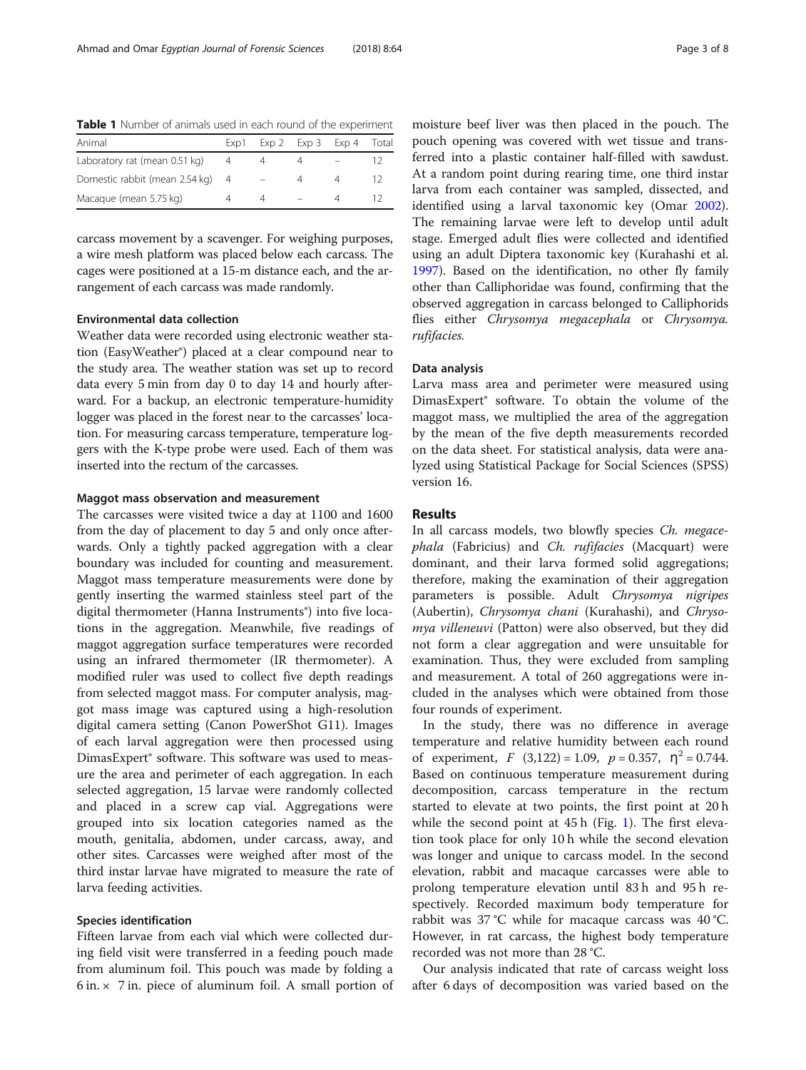**Table 1** Number of animals used in each round of the experiment

| Animal | Exp1 | Exp 2 | Exp 3 | Exp 4 | Total |
|---|---|---|---|---|---|
| Laboratory rat (mean 0.51 kg) | 4 | 4 | 4 | – | 12 |
| Domestic rabbit (mean 2.54 kg) | 4 | – | 4 | 4 | 12 |
| Macaque (mean 5.75 kg) | 4 | 4 | – | 4 | 12 |

carcass movement by a scavenger. For weighing purposes, a wire mesh platform was placed below each carcass. The cages were positioned at a 15-m distance each, and the arrangement of each carcass was made randomly.

#### Environmental data collection

Weather data were recorded using electronic weather station (EasyWeather®) placed at a clear compound near to the study area. The weather station was set up to record data every 5 min from day 0 to day 14 and hourly afterward. For a backup, an electronic temperature-humidity logger was placed in the forest near to the carcasses' location. For measuring carcass temperature, temperature loggers with the K-type probe were used. Each of them was inserted into the rectum of the carcasses.

#### Maggot mass observation and measurement

The carcasses were visited twice a day at 1100 and 1600 from the day of placement to day 5 and only once afterwards. Only a tightly packed aggregation with a clear boundary was included for counting and measurement. Maggot mass temperature measurements were done by gently inserting the warmed stainless steel part of the digital thermometer (Hanna Instruments®) into five locations in the aggregation. Meanwhile, five readings of maggot aggregation surface temperatures were recorded using an infrared thermometer (IR thermometer). A modified ruler was used to collect five depth readings from selected maggot mass. For computer analysis, maggot mass image was captured using a high-resolution digital camera setting (Canon PowerShot G11). Images of each larval aggregation were then processed using DimasExpert® software. This software was used to measure the area and perimeter of each aggregation. In each selected aggregation, 15 larvae were randomly collected and placed in a screw cap vial. Aggregations were grouped into six location categories named as the mouth, genitalia, abdomen, under carcass, away, and other sites. Carcasses were weighed after most of the third instar larvae have migrated to measure the rate of larva feeding activities.

#### Species identification

Fifteen larvae from each vial which were collected during field visit were transferred in a feeding pouch made from aluminum foil. This pouch was made by folding a 6 in. × 7 in. piece of aluminum foil. A small portion of moisture beef liver was then placed in the pouch. The pouch opening was covered with wet tissue and transferred into a plastic container half-filled with sawdust. At a random point during rearing time, one third instar larva from each container was sampled, dissected, and identified using a larval taxonomic key (Omar 2002). The remaining larvae were left to develop until adult stage. Emerged adult flies were collected and identified using an adult Diptera taxonomic key (Kurahashi et al. 1997). Based on the identification, no other fly family other than Calliphoridae was found, confirming that the observed aggregation in carcass belonged to Calliphorids flies either *Chrysomya megacephala* or *Chrysomya. rufifacies*.

#### Data analysis

Larva mass area and perimeter were measured using DimasExpert® software. To obtain the volume of the maggot mass, we multiplied the area of the aggregation by the mean of the five depth measurements recorded on the data sheet. For statistical analysis, data were analyzed using Statistical Package for Social Sciences (SPSS) version 16.

## Results

In all carcass models, two blowfly species *Ch. megacephala* (Fabricius) and *Ch. rufifacies* (Macquart) were dominant, and their larva formed solid aggregations; therefore, making the examination of their aggregation parameters is possible. Adult *Chrysomya nigripes* (Aubertin), *Chrysomya chani* (Kurahashi), and *Chrysomya villeneuvi* (Patton) were also observed, but they did not form a clear aggregation and were unsuitable for examination. Thus, they were excluded from sampling and measurement. A total of 260 aggregations were included in the analyses which were obtained from those four rounds of experiment.

In the study, there was no difference in average temperature and relative humidity between each round of experiment, $F\ (3,122) = 1.09$, $p = 0.357$, $\eta^2 = 0.744$. Based on continuous temperature measurement during decomposition, carcass temperature in the rectum started to elevate at two points, the first point at 20 h while the second point at 45 h (Fig. 1). The first elevation took place for only 10 h while the second elevation was longer and unique to carcass model. In the second elevation, rabbit and macaque carcasses were able to prolong temperature elevation until 83 h and 95 h respectively. Recorded maximum body temperature for rabbit was 37 °C while for macaque carcass was 40 °C. However, in rat carcass, the highest body temperature recorded was not more than 28 °C.

Our analysis indicated that rate of carcass weight loss after 6 days of decomposition was varied based on the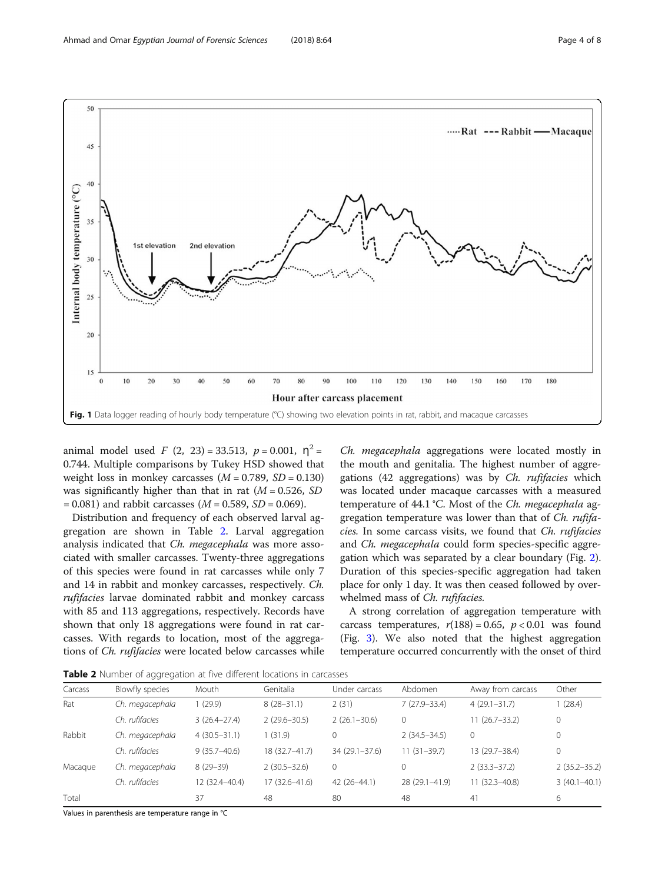Fig. 1 Data logger reading of hourly body temperature (°C) showing two elevation points in rat, rabbit, and macaque carcasses

animal model used $F$ (2, 23) = 33.513, $p = 0.001$, $\eta^2 = 0.744$. Multiple comparisons by Tukey HSD showed that weight loss in monkey carcasses ($M = 0.789$, $SD = 0.130$) was significantly higher than that in rat ($M = 0.526$, $SD = 0.081$) and rabbit carcasses ($M = 0.589$, $SD = 0.069$).

Distribution and frequency of each observed larval aggregation are shown in Table 2. Larval aggregation analysis indicated that *Ch. megacephala* was more associated with smaller carcasses. Twenty-three aggregations of this species were found in rat carcasses while only 7 and 14 in rabbit and monkey carcasses, respectively. *Ch. rufifacies* larvae dominated rabbit and monkey carcass with 85 and 113 aggregations, respectively. Records have shown that only 18 aggregations were found in rat carcasses. With regards to location, most of the aggregations of *Ch. rufifacies* were located below carcasses while *Ch. megacephala* aggregations were located mostly in the mouth and genitalia. The highest number of aggregations (42 aggregations) was by *Ch. rufifacies* which was located under macaque carcasses with a measured temperature of 44.1 °C. Most of the *Ch. megacephala* aggregation temperature was lower than that of *Ch. rufifacies.* In some carcass visits, we found that *Ch. rufifacies* and *Ch. megacephala* could form species-specific aggregation which was separated by a clear boundary (Fig. 2). Duration of this species-specific aggregation had taken place for only 1 day. It was then ceased followed by overwhelmed mass of *Ch. rufifacies.*

A strong correlation of aggregation temperature with carcass temperatures, $r(188) = 0.65$, $p < 0.01$ was found (Fig. 3). We also noted that the highest aggregation temperature occurred concurrently with the onset of third

**Table 2** Number of aggregation at five different locations in carcasses

| Carcass | Blowfly species | Mouth | Genitalia | Under carcass | Abdomen | Away from carcass | Other |
|---|---|---|---|---|---|---|---|
| Rat | *Ch. megacephala* | 1 (29.9) | 8 (28–31.1) | 2 (31) | 7 (27.9–33.4) | 4 (29.1–31.7) | 1 (28.4) |
| | *Ch. rufifacies* | 3 (26.4–27.4) | 2 (29.6–30.5) | 2 (26.1–30.6) | 0 | 11 (26.7–33.2) | 0 |
| Rabbit | *Ch. megacephala* | 4 (30.5–31.1) | 1 (31.9) | 0 | 2 (34.5–34.5) | 0 | 0 |
| | *Ch. rufifacies* | 9 (35.7–40.6) | 18 (32.7–41.7) | 34 (29.1–37.6) | 11 (31–39.7) | 13 (29.7–38.4) | 0 |
| Macaque | *Ch. megacephala* | 8 (29–39) | 2 (30.5–32.6) | 0 | 0 | 2 (33.3–37.2) | 2 (35.2–35.2) |
| | *Ch. rufifacies* | 12 (32.4–40.4) | 17 (32.6–41.6) | 42 (26–44.1) | 28 (29.1–41.9) | 11 (32.3–40.8) | 3 (40.1–40.1) |
| Total | | 37 | 48 | 80 | 48 | 41 | 6 |

Values in parenthesis are temperature range in °C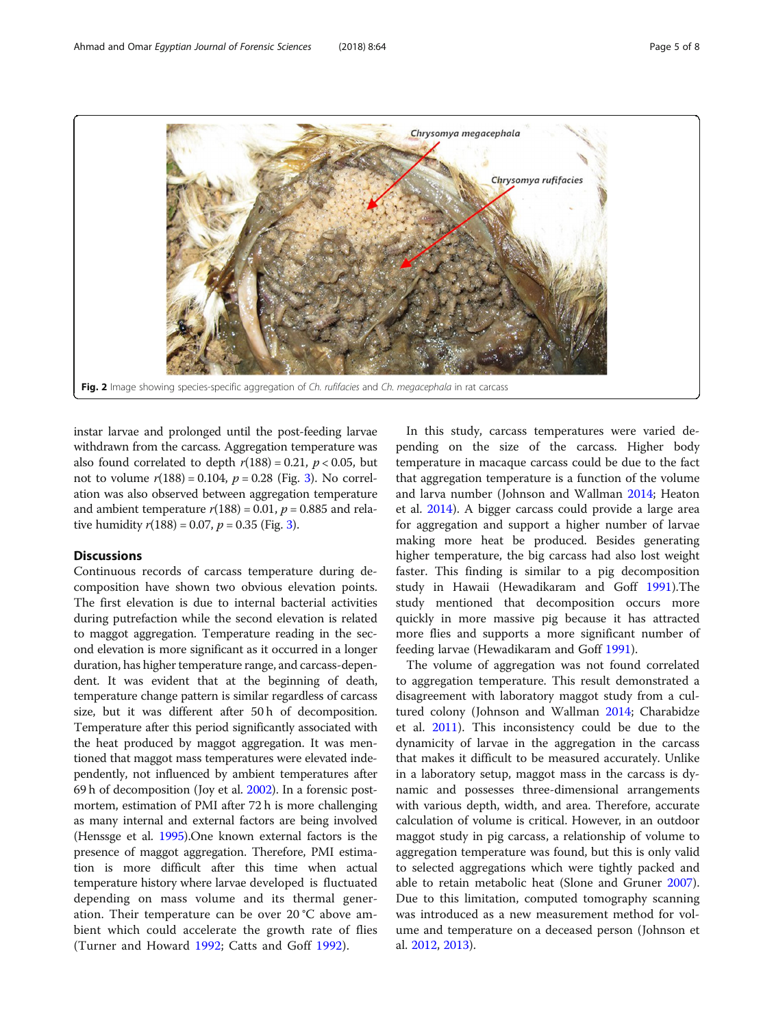Fig. 2 Image showing species-specific aggregation of *Ch. rufifacies* and *Ch. megacephala* in rat carcass

instar larvae and prolonged until the post-feeding larvae withdrawn from the carcass. Aggregation temperature was also found correlated to depth $r(188) = 0.21$, $p < 0.05$, but not to volume $r(188) = 0.104$, $p = 0.28$ (Fig. 3). No correlation was also observed between aggregation temperature and ambient temperature $r(188) = 0.01$, $p = 0.885$ and relative humidity $r(188) = 0.07$, $p = 0.35$ (Fig. 3).

## Discussions

Continuous records of carcass temperature during decomposition have shown two obvious elevation points. The first elevation is due to internal bacterial activities during putrefaction while the second elevation is related to maggot aggregation. Temperature reading in the second elevation is more significant as it occurred in a longer duration, has higher temperature range, and carcass-dependent. It was evident that at the beginning of death, temperature change pattern is similar regardless of carcass size, but it was different after 50 h of decomposition. Temperature after this period significantly associated with the heat produced by maggot aggregation. It was mentioned that maggot mass temperatures were elevated independently, not influenced by ambient temperatures after 69 h of decomposition (Joy et al. 2002). In a forensic postmortem, estimation of PMI after 72 h is more challenging as many internal and external factors are being involved (Henssge et al. 1995).One known external factors is the presence of maggot aggregation. Therefore, PMI estimation is more difficult after this time when actual temperature history where larvae developed is fluctuated depending on mass volume and its thermal generation. Their temperature can be over 20 °C above ambient which could accelerate the growth rate of flies (Turner and Howard 1992; Catts and Goff 1992).

In this study, carcass temperatures were varied depending on the size of the carcass. Higher body temperature in macaque carcass could be due to the fact that aggregation temperature is a function of the volume and larva number (Johnson and Wallman 2014; Heaton et al. 2014). A bigger carcass could provide a large area for aggregation and support a higher number of larvae making more heat be produced. Besides generating higher temperature, the big carcass had also lost weight faster. This finding is similar to a pig decomposition study in Hawaii (Hewadikaram and Goff 1991).The study mentioned that decomposition occurs more quickly in more massive pig because it has attracted more flies and supports a more significant number of feeding larvae (Hewadikaram and Goff 1991).

The volume of aggregation was not found correlated to aggregation temperature. This result demonstrated a disagreement with laboratory maggot study from a cultured colony (Johnson and Wallman 2014; Charabidze et al. 2011). This inconsistency could be due to the dynamicity of larvae in the aggregation in the carcass that makes it difficult to be measured accurately. Unlike in a laboratory setup, maggot mass in the carcass is dynamic and possesses three-dimensional arrangements with various depth, width, and area. Therefore, accurate calculation of volume is critical. However, in an outdoor maggot study in pig carcass, a relationship of volume to aggregation temperature was found, but this is only valid to selected aggregations which were tightly packed and able to retain metabolic heat (Slone and Gruner 2007). Due to this limitation, computed tomography scanning was introduced as a new measurement method for volume and temperature on a deceased person (Johnson et al. 2012, 2013).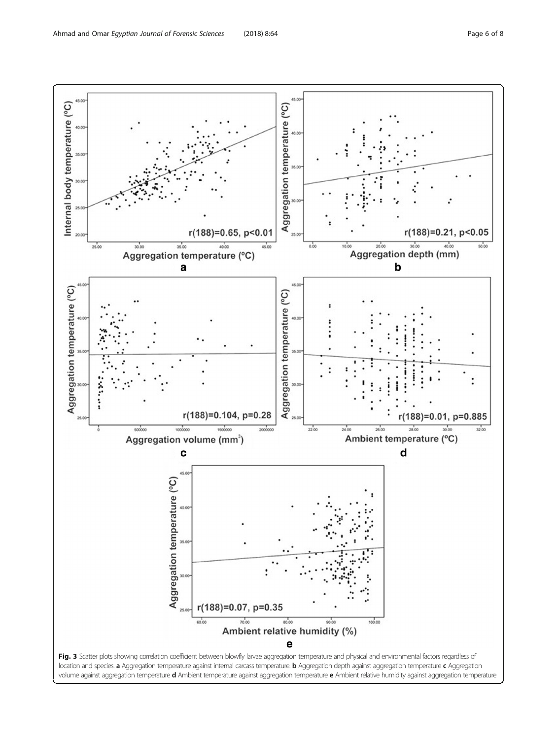**Fig. 3** Scatter plots showing correlation coefficient between blowfly larvae aggregation temperature and physical and environmental factors regardless of location and species. **a** Aggregation temperature against internal carcass temperature. **b** Aggregation depth against aggregation temperature **c** Aggregation volume against aggregation temperature **d** Ambient temperature against aggregation temperature **e** Ambient relative humidity against aggregation temperature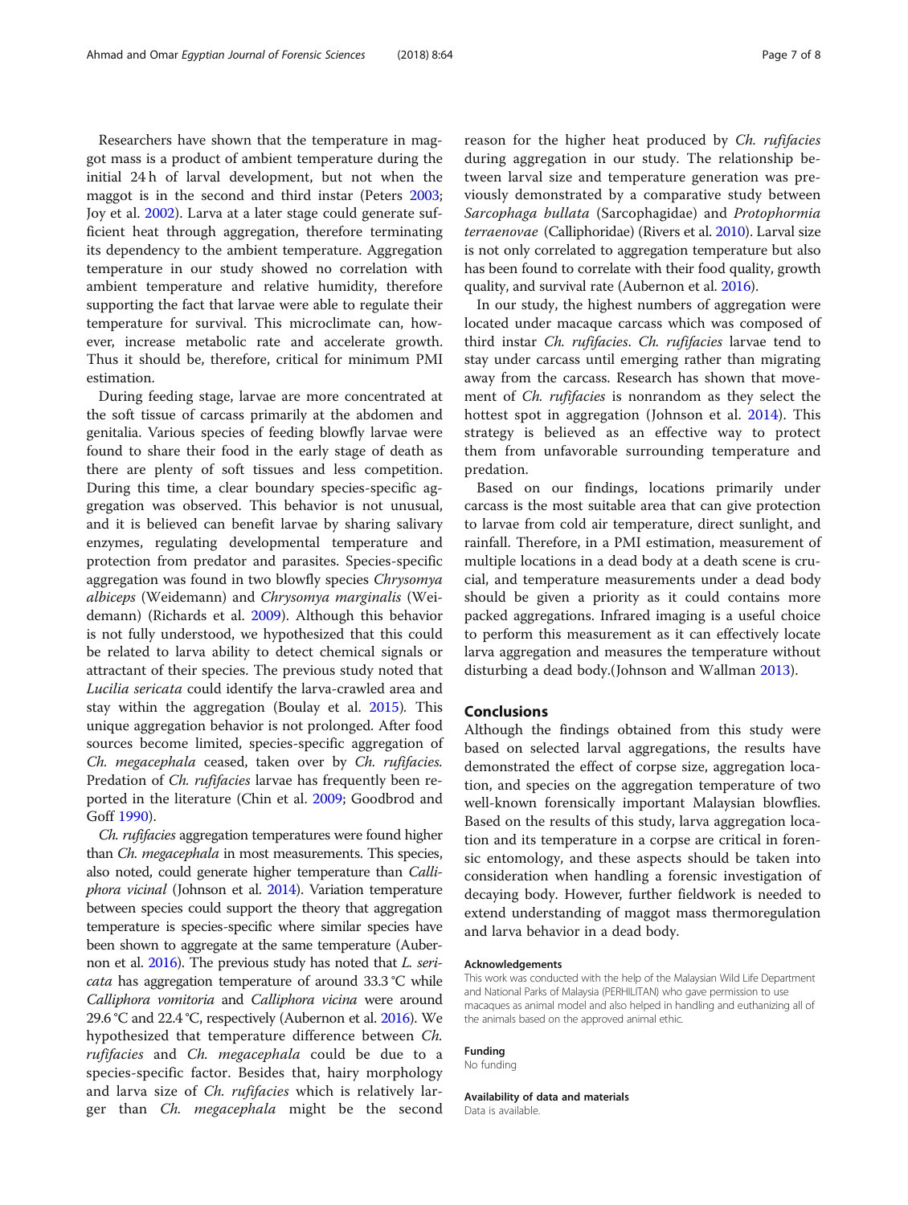Researchers have shown that the temperature in maggot mass is a product of ambient temperature during the initial 24 h of larval development, but not when the maggot is in the second and third instar (Peters 2003; Joy et al. 2002). Larva at a later stage could generate sufficient heat through aggregation, therefore terminating its dependency to the ambient temperature. Aggregation temperature in our study showed no correlation with ambient temperature and relative humidity, therefore supporting the fact that larvae were able to regulate their temperature for survival. This microclimate can, however, increase metabolic rate and accelerate growth. Thus it should be, therefore, critical for minimum PMI estimation.

During feeding stage, larvae are more concentrated at the soft tissue of carcass primarily at the abdomen and genitalia. Various species of feeding blowfly larvae were found to share their food in the early stage of death as there are plenty of soft tissues and less competition. During this time, a clear boundary species-specific aggregation was observed. This behavior is not unusual, and it is believed can benefit larvae by sharing salivary enzymes, regulating developmental temperature and protection from predator and parasites. Species-specific aggregation was found in two blowfly species *Chrysomya albiceps* (Weidemann) and *Chrysomya marginalis* (Weidemann) (Richards et al. 2009). Although this behavior is not fully understood, we hypothesized that this could be related to larva ability to detect chemical signals or attractant of their species. The previous study noted that *Lucilia sericata* could identify the larva-crawled area and stay within the aggregation (Boulay et al. 2015). This unique aggregation behavior is not prolonged. After food sources become limited, species-specific aggregation of *Ch. megacephala* ceased, taken over by *Ch. rufifacies.* Predation of *Ch. rufifacies* larvae has frequently been reported in the literature (Chin et al. 2009; Goodbrod and Goff 1990).

*Ch. rufifacies* aggregation temperatures were found higher than *Ch. megacephala* in most measurements. This species, also noted, could generate higher temperature than *Calliphora vicinal* (Johnson et al. 2014). Variation temperature between species could support the theory that aggregation temperature is species-specific where similar species have been shown to aggregate at the same temperature (Aubernon et al. 2016). The previous study has noted that *L. sericata* has aggregation temperature of around 33.3 °C while *Calliphora vomitoria* and *Calliphora vicina* were around 29.6 °C and 22.4 °C, respectively (Aubernon et al. 2016). We hypothesized that temperature difference between *Ch. rufifacies* and *Ch. megacephala* could be due to a species-specific factor. Besides that, hairy morphology and larva size of *Ch. rufifacies* which is relatively larger than *Ch. megacephala* might be the second reason for the higher heat produced by *Ch. rufifacies* during aggregation in our study. The relationship between larval size and temperature generation was previously demonstrated by a comparative study between *Sarcophaga bullata* (Sarcophagidae) and *Protophormia terraenovae* (Calliphoridae) (Rivers et al. 2010). Larval size is not only correlated to aggregation temperature but also has been found to correlate with their food quality, growth quality, and survival rate (Aubernon et al. 2016).

In our study, the highest numbers of aggregation were located under macaque carcass which was composed of third instar *Ch. rufifacies*. *Ch. rufifacies* larvae tend to stay under carcass until emerging rather than migrating away from the carcass. Research has shown that movement of *Ch. rufifacies* is nonrandom as they select the hottest spot in aggregation (Johnson et al. 2014). This strategy is believed as an effective way to protect them from unfavorable surrounding temperature and predation.

Based on our findings, locations primarily under carcass is the most suitable area that can give protection to larvae from cold air temperature, direct sunlight, and rainfall. Therefore, in a PMI estimation, measurement of multiple locations in a dead body at a death scene is crucial, and temperature measurements under a dead body should be given a priority as it could contains more packed aggregations. Infrared imaging is a useful choice to perform this measurement as it can effectively locate larva aggregation and measures the temperature without disturbing a dead body.(Johnson and Wallman 2013).

## Conclusions

Although the findings obtained from this study were based on selected larval aggregations, the results have demonstrated the effect of corpse size, aggregation location, and species on the aggregation temperature of two well-known forensically important Malaysian blowflies. Based on the results of this study, larva aggregation location and its temperature in a corpse are critical in forensic entomology, and these aspects should be taken into consideration when handling a forensic investigation of decaying body. However, further fieldwork is needed to extend understanding of maggot mass thermoregulation and larva behavior in a dead body.

#### Acknowledgements

This work was conducted with the help of the Malaysian Wild Life Department and National Parks of Malaysia (PERHILITAN) who gave permission to use macaques as animal model and also helped in handling and euthanizing all of the animals based on the approved animal ethic.

#### Funding

No funding

#### Availability of data and materials

Data is available.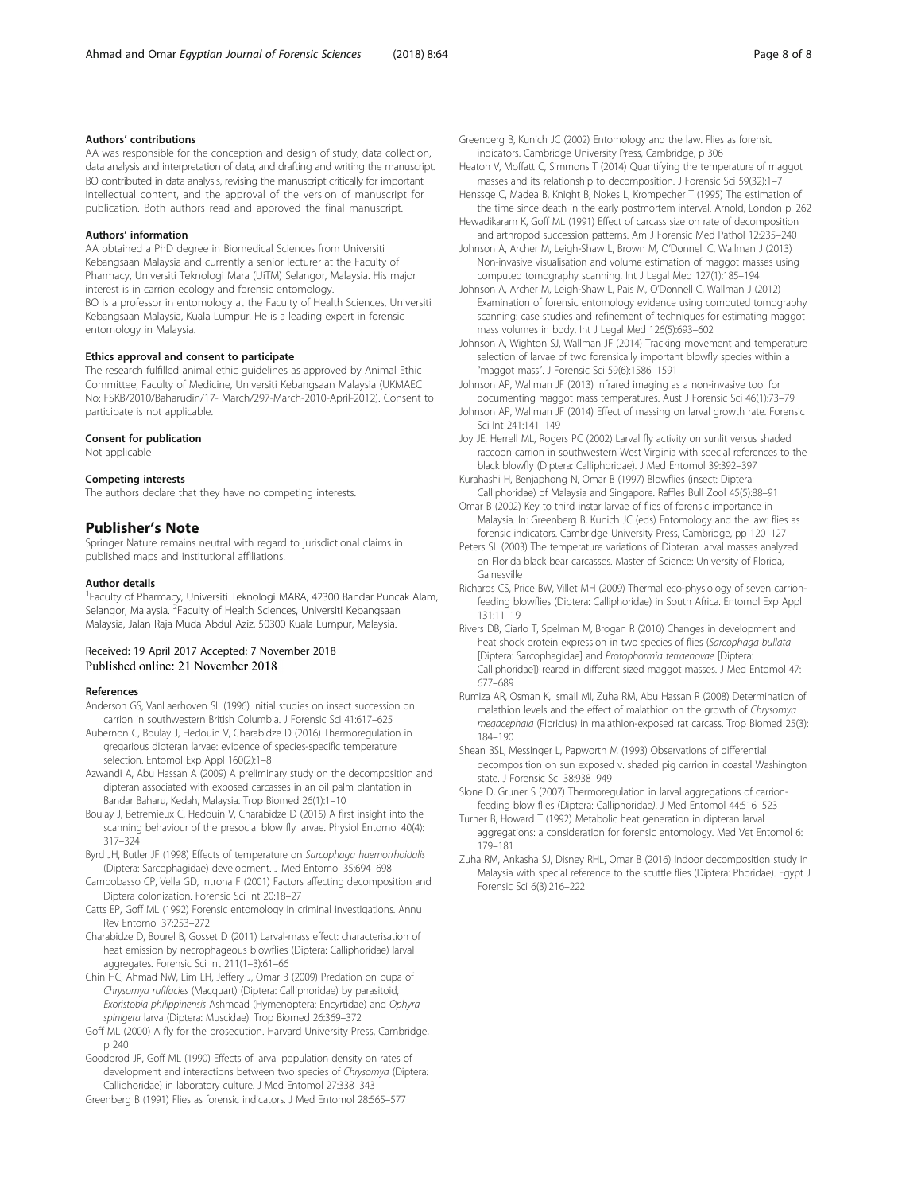#### Authors' contributions

AA was responsible for the conception and design of study, data collection, data analysis and interpretation of data, and drafting and writing the manuscript. BO contributed in data analysis, revising the manuscript critically for important intellectual content, and the approval of the version of manuscript for publication. Both authors read and approved the final manuscript.

#### Authors' information

AA obtained a PhD degree in Biomedical Sciences from Universiti Kebangsaan Malaysia and currently a senior lecturer at the Faculty of Pharmacy, Universiti Teknologi Mara (UiTM) Selangor, Malaysia. His major interest is in carrion ecology and forensic entomology.
BO is a professor in entomology at the Faculty of Health Sciences, Universiti Kebangsaan Malaysia, Kuala Lumpur. He is a leading expert in forensic entomology in Malaysia.

#### Ethics approval and consent to participate

The research fulfilled animal ethic guidelines as approved by Animal Ethic Committee, Faculty of Medicine, Universiti Kebangsaan Malaysia (UKMAEC No: FSKB/2010/Baharudin/17- March/297-March-2010-April-2012). Consent to participate is not applicable.

#### Consent for publication

Not applicable

#### Competing interests

The authors declare that they have no competing interests.

## Publisher's Note

Springer Nature remains neutral with regard to jurisdictional claims in published maps and institutional affiliations.

#### Author details

[1]Faculty of Pharmacy, Universiti Teknologi MARA, 42300 Bandar Puncak Alam, Selangor, Malaysia. [2]Faculty of Health Sciences, Universiti Kebangsaan Malaysia, Jalan Raja Muda Abdul Aziz, 50300 Kuala Lumpur, Malaysia.

Received: 19 April 2017 Accepted: 7 November 2018
Published online: 21 November 2018

#### References

Anderson GS, VanLaerhoven SL (1996) Initial studies on insect succession on carrion in southwestern British Columbia. J Forensic Sci 41:617–625

Aubernon C, Boulay J, Hedouin V, Charabidze D (2016) Thermoregulation in gregarious dipteran larvae: evidence of species-specific temperature selection. Entomol Exp Appl 160(2):1–8

Azwandi A, Abu Hassan A (2009) A preliminary study on the decomposition and dipteran associated with exposed carcasses in an oil palm plantation in Bandar Baharu, Kedah, Malaysia. Trop Biomed 26(1):1–10

Boulay J, Betremieux C, Hedouin V, Charabidze D (2015) A first insight into the scanning behaviour of the presocial blow fly larvae. Physiol Entomol 40(4): 317–324

Byrd JH, Butler JF (1998) Effects of temperature on *Sarcophaga haemorrhoidalis* (Diptera: Sarcophagidae) development. J Med Entomol 35:694–698

Campobasso CP, Vella GD, Introna F (2001) Factors affecting decomposition and Diptera colonization. Forensic Sci Int 20:18–27

Catts EP, Goff ML (1992) Forensic entomology in criminal investigations. Annu Rev Entomol 37:253–272

Charabidze D, Bourel B, Gosset D (2011) Larval-mass effect: characterisation of heat emission by necrophageous blowflies (Diptera: Calliphoridae) larval aggregates. Forensic Sci Int 211(1–3):61–66

Chin HC, Ahmad NW, Lim LH, Jeffery J, Omar B (2009) Predation on pupa of *Chrysomya rufifacies* (Macquart) (Diptera: Calliphoridae) by parasitoid, *Exoristobia philippinensis* Ashmead (Hymenoptera: Encyrtidae) and *Ophyra spinigera* larva (Diptera: Muscidae). Trop Biomed 26:369–372

Goff ML (2000) A fly for the prosecution. Harvard University Press, Cambridge, p 240

Goodbrod JR, Goff ML (1990) Effects of larval population density on rates of development and interactions between two species of *Chrysomya* (Diptera: Calliphoridae) in laboratory culture. J Med Entomol 27:338–343

Greenberg B (1991) Flies as forensic indicators. J Med Entomol 28:565–577

Greenberg B, Kunich JC (2002) Entomology and the law. Flies as forensic indicators. Cambridge University Press, Cambridge, p 306

Heaton V, Moffatt C, Simmons T (2014) Quantifying the temperature of maggot masses and its relationship to decomposition. J Forensic Sci 59(32):1–7

Henssge C, Madea B, Knight B, Nokes L, Krompecher T (1995) The estimation of the time since death in the early postmortem interval. Arnold, London p. 262

Hewadikaram K, Goff ML (1991) Effect of carcass size on rate of decomposition and arthropod succession patterns. Am J Forensic Med Pathol 12:235–240

Johnson A, Archer M, Leigh-Shaw L, Brown M, O'Donnell C, Wallman J (2013) Non-invasive visualisation and volume estimation of maggot masses using computed tomography scanning. Int J Legal Med 127(1):185–194

Johnson A, Archer M, Leigh-Shaw L, Pais M, O'Donnell C, Wallman J (2012) Examination of forensic entomology evidence using computed tomography scanning: case studies and refinement of techniques for estimating maggot mass volumes in body. Int J Legal Med 126(5):693–602

Johnson A, Wighton SJ, Wallman JF (2014) Tracking movement and temperature selection of larvae of two forensically important blowfly species within a "maggot mass". J Forensic Sci 59(6):1586–1591

Johnson AP, Wallman JF (2013) Infrared imaging as a non-invasive tool for documenting maggot mass temperatures. Aust J Forensic Sci 46(1):73–79

Johnson AP, Wallman JF (2014) Effect of massing on larval growth rate. Forensic Sci Int 241:141–149

Joy JE, Herrell ML, Rogers PC (2002) Larval fly activity on sunlit versus shaded raccoon carrion in southwestern West Virginia with special references to the black blowfly (Diptera: Calliphoridae). J Med Entomol 39:392–397

Kurahashi H, Benjaphong N, Omar B (1997) Blowflies (insect: Diptera: Calliphoridae) of Malaysia and Singapore. Raffles Bull Zool 45(5):88–91

Omar B (2002) Key to third instar larvae of flies of forensic importance in Malaysia. In: Greenberg B, Kunich JC (eds) Entomology and the law: flies as forensic indicators. Cambridge University Press, Cambridge, pp 120–127

Peters SL (2003) The temperature variations of Dipteran larval masses analyzed on Florida black bear carcasses. Master of Science: University of Florida, Gainesville

Richards CS, Price BW, Villet MH (2009) Thermal eco-physiology of seven carrion-feeding blowflies (Diptera: Calliphoridae) in South Africa. Entomol Exp Appl 131:11–19

Rivers DB, Ciarlo T, Spelman M, Brogan R (2010) Changes in development and heat shock protein expression in two species of flies (*Sarcophaga bullata* [Diptera: Sarcophagidae] and *Protophormia terraenovae* [Diptera: Calliphoridae]) reared in different sized maggot masses. J Med Entomol 47: 677–689

Rumiza AR, Osman K, Ismail MI, Zuha RM, Abu Hassan R (2008) Determination of malathion levels and the effect of malathion on the growth of *Chrysomya megacephala* (Fibricius) in malathion-exposed rat carcass. Trop Biomed 25(3): 184–190

Shean BSL, Messinger L, Papworth M (1993) Observations of differential decomposition on sun exposed v. shaded pig carrion in coastal Washington state. J Forensic Sci 38:938–949

Slone D, Gruner S (2007) Thermoregulation in larval aggregations of carrion-feeding blow flies (Diptera: Calliphoridae). J Med Entomol 44:516–523

Turner B, Howard T (1992) Metabolic heat generation in dipteran larval aggregations: a consideration for forensic entomology. Med Vet Entomol 6: 179–181

Zuha RM, Ankasha SJ, Disney RHL, Omar B (2016) Indoor decomposition study in Malaysia with special reference to the scuttle flies (Diptera: Phoridae). Egypt J Forensic Sci 6(3):216–222